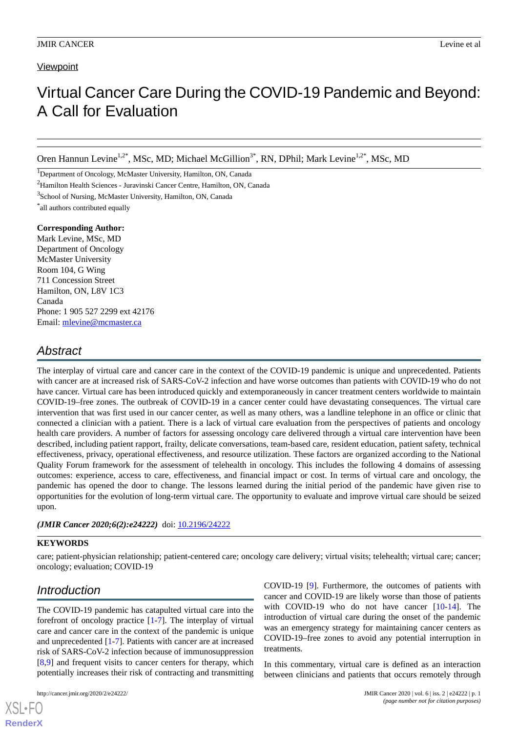Viewpoint

# Virtual Cancer Care During the COVID-19 Pandemic and Beyond: A Call for Evaluation

Oren Hannun Levine[1,2*], MSc, MD; Michael McGillion[3*], RN, DPhil; Mark Levine[1,2*], MSc, MD

[1]Department of Oncology, McMaster University, Hamilton, ON, Canada

[2]Hamilton Health Sciences - Juravinski Cancer Centre, Hamilton, ON, Canada

[3]School of Nursing, McMaster University, Hamilton, ON, Canada

[*]all authors contributed equally

**Corresponding Author:**
Mark Levine, MSc, MD
Department of Oncology
McMaster University
Room 104, G Wing
711 Concession Street
Hamilton, ON, L8V 1C3
Canada
Phone: 1 905 527 2299 ext 42176
Email: mlevine@mcmaster.ca

## Abstract

The interplay of virtual care and cancer care in the context of the COVID-19 pandemic is unique and unprecedented. Patients with cancer are at increased risk of SARS-CoV-2 infection and have worse outcomes than patients with COVID-19 who do not have cancer. Virtual care has been introduced quickly and extemporaneously in cancer treatment centers worldwide to maintain COVID-19–free zones. The outbreak of COVID-19 in a cancer center could have devastating consequences. The virtual care intervention that was first used in our cancer center, as well as many others, was a landline telephone in an office or clinic that connected a clinician with a patient. There is a lack of virtual care evaluation from the perspectives of patients and oncology health care providers. A number of factors for assessing oncology care delivered through a virtual care intervention have been described, including patient rapport, frailty, delicate conversations, team-based care, resident education, patient safety, technical effectiveness, privacy, operational effectiveness, and resource utilization. These factors are organized according to the National Quality Forum framework for the assessment of telehealth in oncology. This includes the following 4 domains of assessing outcomes: experience, access to care, effectiveness, and financial impact or cost. In terms of virtual care and oncology, the pandemic has opened the door to change. The lessons learned during the initial period of the pandemic have given rise to opportunities for the evolution of long-term virtual care. The opportunity to evaluate and improve virtual care should be seized upon.

***(JMIR Cancer 2020;6(2):e24222)*** doi: 10.2196/24222

**KEYWORDS**

care; patient-physician relationship; patient-centered care; oncology care delivery; virtual visits; telehealth; virtual care; cancer; oncology; evaluation; COVID-19

## Introduction

The COVID-19 pandemic has catapulted virtual care into the forefront of oncology practice [1-7]. The interplay of virtual care and cancer care in the context of the pandemic is unique and unprecedented [1-7]. Patients with cancer are at increased risk of SARS-CoV-2 infection because of immunosuppression [8,9] and frequent visits to cancer centers for therapy, which potentially increases their risk of contracting and transmitting COVID-19 [9]. Furthermore, the outcomes of patients with cancer and COVID-19 are likely worse than those of patients with COVID-19 who do not have cancer [10-14]. The introduction of virtual care during the onset of the pandemic was an emergency strategy for maintaining cancer centers as COVID-19–free zones to avoid any potential interruption in treatments.

In this commentary, virtual care is defined as an interaction between clinicians and patients that occurs remotely through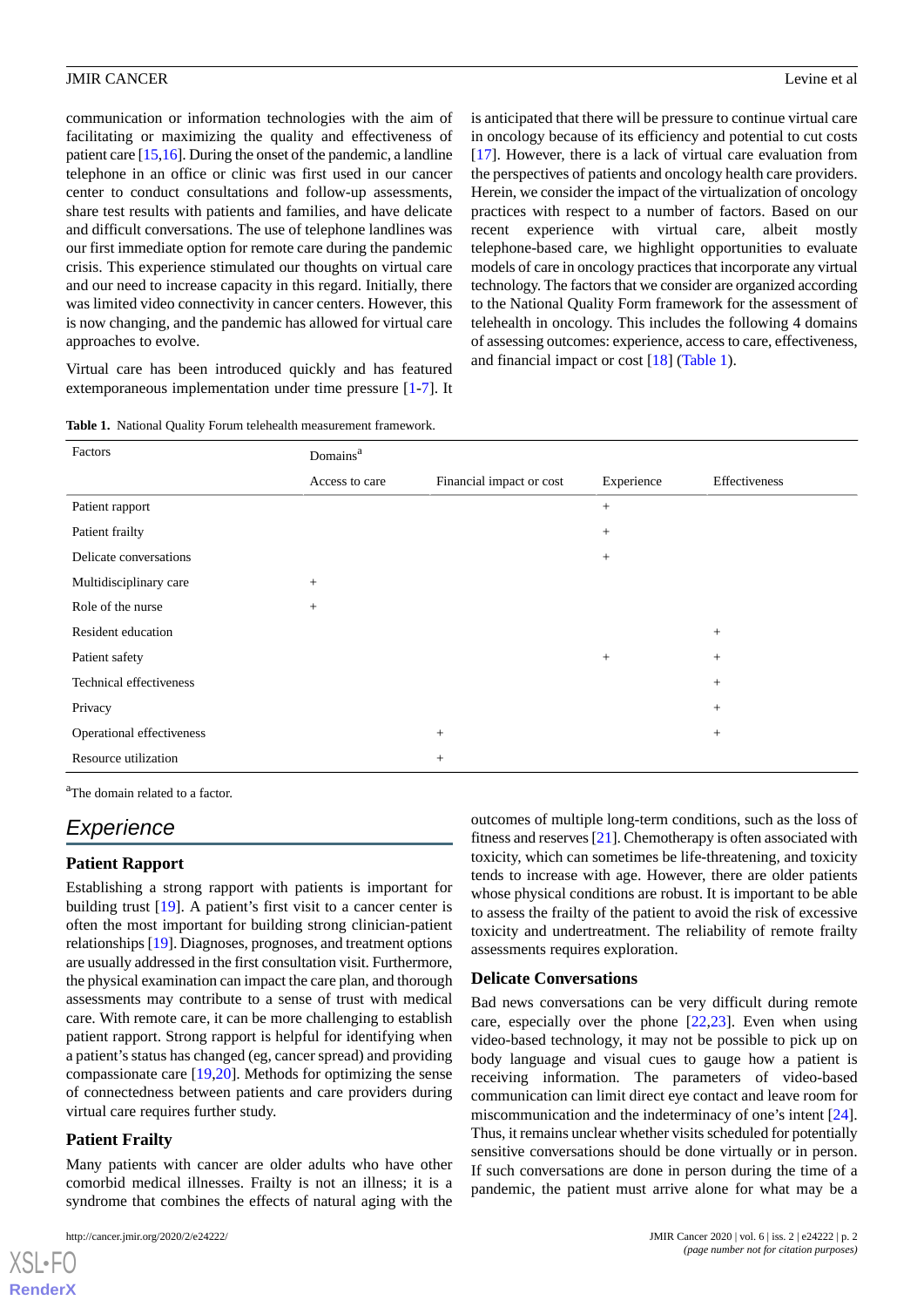communication or information technologies with the aim of facilitating or maximizing the quality and effectiveness of patient care [15,16]. During the onset of the pandemic, a landline telephone in an office or clinic was first used in our cancer center to conduct consultations and follow-up assessments, share test results with patients and families, and have delicate and difficult conversations. The use of telephone landlines was our first immediate option for remote care during the pandemic crisis. This experience stimulated our thoughts on virtual care and our need to increase capacity in this regard. Initially, there was limited video connectivity in cancer centers. However, this is now changing, and the pandemic has allowed for virtual care approaches to evolve.

Virtual care has been introduced quickly and has featured extemporaneous implementation under time pressure [1-7]. It is anticipated that there will be pressure to continue virtual care in oncology because of its efficiency and potential to cut costs [17]. However, there is a lack of virtual care evaluation from the perspectives of patients and oncology health care providers. Herein, we consider the impact of the virtualization of oncology practices with respect to a number of factors. Based on our recent experience with virtual care, albeit mostly telephone-based care, we highlight opportunities to evaluate models of care in oncology practices that incorporate any virtual technology. The factors that we consider are organized according to the National Quality Form framework for the assessment of telehealth in oncology. This includes the following 4 domains of assessing outcomes: experience, access to care, effectiveness, and financial impact or cost [18] (Table 1).

**Table 1.** National Quality Forum telehealth measurement framework.

| Factors | Domains[a] | | | |
|---|---|---|---|---|
| | Access to care | Financial impact or cost | Experience | Effectiveness |
| Patient rapport | | | + | |
| Patient frailty | | | + | |
| Delicate conversations | | | + | |
| Multidisciplinary care | + | | | |
| Role of the nurse | + | | | |
| Resident education | | | | + |
| Patient safety | | | + | + |
| Technical effectiveness | | | | + |
| Privacy | | | | + |
| Operational effectiveness | | + | | + |
| Resource utilization | | + | | |

[a]The domain related to a factor.

## Experience

### Patient Rapport

Establishing a strong rapport with patients is important for building trust [19]. A patient's first visit to a cancer center is often the most important for building strong clinician-patient relationships [19]. Diagnoses, prognoses, and treatment options are usually addressed in the first consultation visit. Furthermore, the physical examination can impact the care plan, and thorough assessments may contribute to a sense of trust with medical care. With remote care, it can be more challenging to establish patient rapport. Strong rapport is helpful for identifying when a patient's status has changed (eg, cancer spread) and providing compassionate care [19,20]. Methods for optimizing the sense of connectedness between patients and care providers during virtual care requires further study.

### Patient Frailty

Many patients with cancer are older adults who have other comorbid medical illnesses. Frailty is not an illness; it is a syndrome that combines the effects of natural aging with the outcomes of multiple long-term conditions, such as the loss of fitness and reserves [21]. Chemotherapy is often associated with toxicity, which can sometimes be life-threatening, and toxicity tends to increase with age. However, there are older patients whose physical conditions are robust. It is important to be able to assess the frailty of the patient to avoid the risk of excessive toxicity and undertreatment. The reliability of remote frailty assessments requires exploration.

### Delicate Conversations

Bad news conversations can be very difficult during remote care, especially over the phone [22,23]. Even when using video-based technology, it may not be possible to pick up on body language and visual cues to gauge how a patient is receiving information. The parameters of video-based communication can limit direct eye contact and leave room for miscommunication and the indeterminacy of one's intent [24]. Thus, it remains unclear whether visits scheduled for potentially sensitive conversations should be done virtually or in person. If such conversations are done in person during the time of a pandemic, the patient must arrive alone for what may be a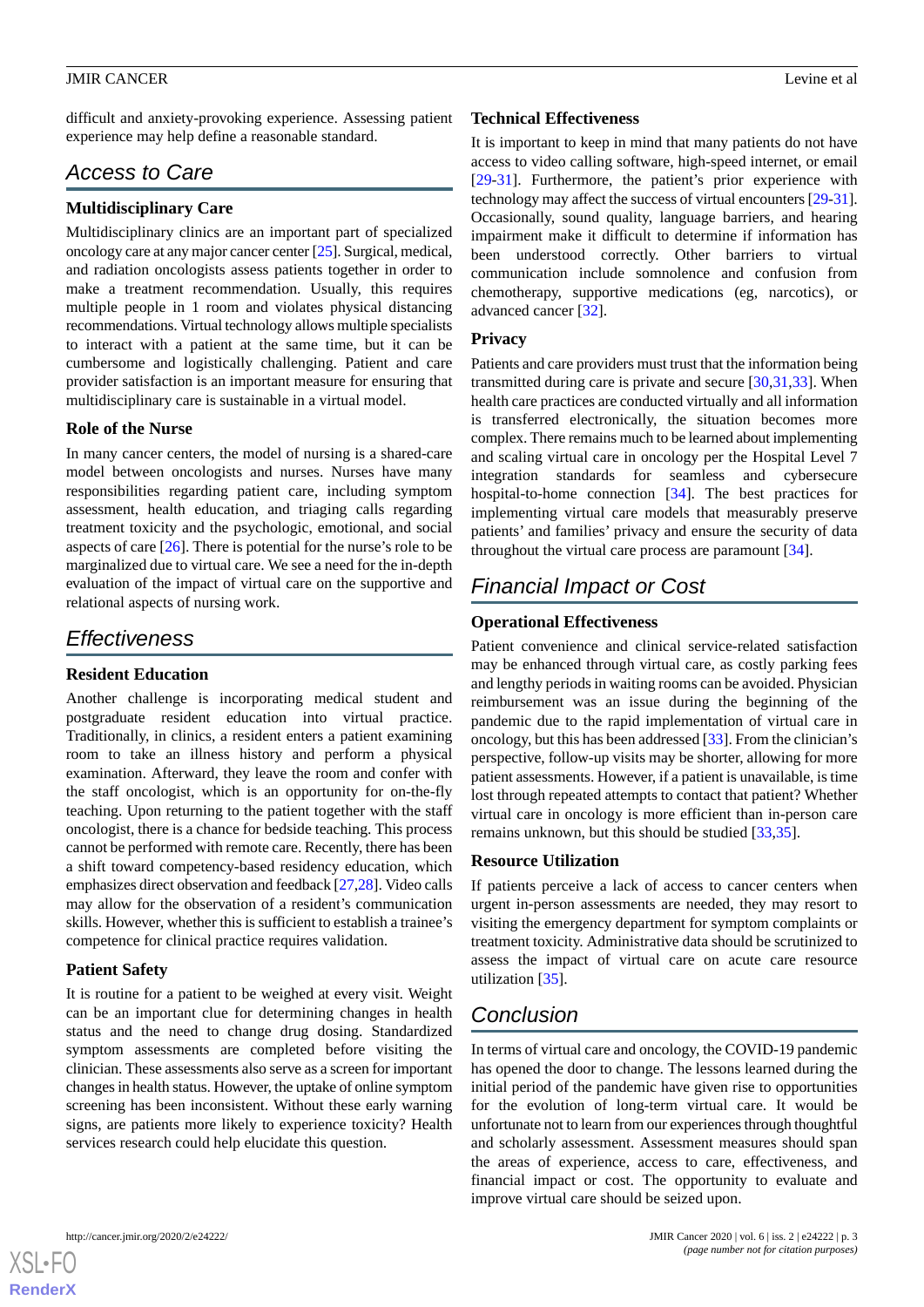difficult and anxiety-provoking experience. Assessing patient experience may help define a reasonable standard.

## Access to Care

### Multidisciplinary Care

Multidisciplinary clinics are an important part of specialized oncology care at any major cancer center [25]. Surgical, medical, and radiation oncologists assess patients together in order to make a treatment recommendation. Usually, this requires multiple people in 1 room and violates physical distancing recommendations. Virtual technology allows multiple specialists to interact with a patient at the same time, but it can be cumbersome and logistically challenging. Patient and care provider satisfaction is an important measure for ensuring that multidisciplinary care is sustainable in a virtual model.

### Role of the Nurse

In many cancer centers, the model of nursing is a shared-care model between oncologists and nurses. Nurses have many responsibilities regarding patient care, including symptom assessment, health education, and triaging calls regarding treatment toxicity and the psychologic, emotional, and social aspects of care [26]. There is potential for the nurse's role to be marginalized due to virtual care. We see a need for the in-depth evaluation of the impact of virtual care on the supportive and relational aspects of nursing work.

## Effectiveness

### Resident Education

Another challenge is incorporating medical student and postgraduate resident education into virtual practice. Traditionally, in clinics, a resident enters a patient examining room to take an illness history and perform a physical examination. Afterward, they leave the room and confer with the staff oncologist, which is an opportunity for on-the-fly teaching. Upon returning to the patient together with the staff oncologist, there is a chance for bedside teaching. This process cannot be performed with remote care. Recently, there has been a shift toward competency-based residency education, which emphasizes direct observation and feedback [27,28]. Video calls may allow for the observation of a resident's communication skills. However, whether this is sufficient to establish a trainee's competence for clinical practice requires validation.

### Patient Safety

It is routine for a patient to be weighed at every visit. Weight can be an important clue for determining changes in health status and the need to change drug dosing. Standardized symptom assessments are completed before visiting the clinician. These assessments also serve as a screen for important changes in health status. However, the uptake of online symptom screening has been inconsistent. Without these early warning signs, are patients more likely to experience toxicity? Health services research could help elucidate this question.

### Technical Effectiveness

It is important to keep in mind that many patients do not have access to video calling software, high-speed internet, or email [29-31]. Furthermore, the patient's prior experience with technology may affect the success of virtual encounters [29-31]. Occasionally, sound quality, language barriers, and hearing impairment make it difficult to determine if information has been understood correctly. Other barriers to virtual communication include somnolence and confusion from chemotherapy, supportive medications (eg, narcotics), or advanced cancer [32].

### Privacy

Patients and care providers must trust that the information being transmitted during care is private and secure [30,31,33]. When health care practices are conducted virtually and all information is transferred electronically, the situation becomes more complex. There remains much to be learned about implementing and scaling virtual care in oncology per the Hospital Level 7 integration standards for seamless and cybersecure hospital-to-home connection [34]. The best practices for implementing virtual care models that measurably preserve patients' and families' privacy and ensure the security of data throughout the virtual care process are paramount [34].

## Financial Impact or Cost

### Operational Effectiveness

Patient convenience and clinical service-related satisfaction may be enhanced through virtual care, as costly parking fees and lengthy periods in waiting rooms can be avoided. Physician reimbursement was an issue during the beginning of the pandemic due to the rapid implementation of virtual care in oncology, but this has been addressed [33]. From the clinician's perspective, follow-up visits may be shorter, allowing for more patient assessments. However, if a patient is unavailable, is time lost through repeated attempts to contact that patient? Whether virtual care in oncology is more efficient than in-person care remains unknown, but this should be studied [33,35].

### Resource Utilization

If patients perceive a lack of access to cancer centers when urgent in-person assessments are needed, they may resort to visiting the emergency department for symptom complaints or treatment toxicity. Administrative data should be scrutinized to assess the impact of virtual care on acute care resource utilization [35].

## Conclusion

In terms of virtual care and oncology, the COVID-19 pandemic has opened the door to change. The lessons learned during the initial period of the pandemic have given rise to opportunities for the evolution of long-term virtual care. It would be unfortunate not to learn from our experiences through thoughtful and scholarly assessment. Assessment measures should span the areas of experience, access to care, effectiveness, and financial impact or cost. The opportunity to evaluate and improve virtual care should be seized upon.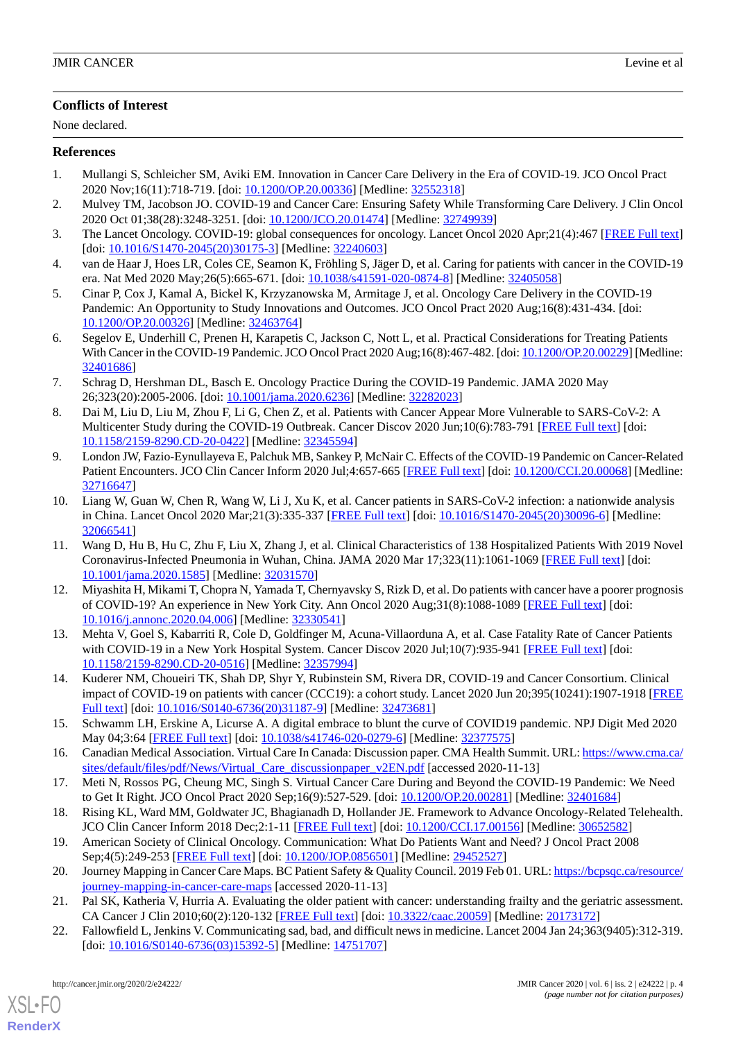## Conflicts of Interest

None declared.

## References

1. Mullangi S, Schleicher SM, Aviki EM. Innovation in Cancer Care Delivery in the Era of COVID-19. JCO Oncol Pract 2020 Nov;16(11):718-719. [doi: 10.1200/OP.20.00336] [Medline: 32552318]
2. Mulvey TM, Jacobson JO. COVID-19 and Cancer Care: Ensuring Safety While Transforming Care Delivery. J Clin Oncol 2020 Oct 01;38(28):3248-3251. [doi: 10.1200/JCO.20.01474] [Medline: 32749939]
3. The Lancet Oncology. COVID-19: global consequences for oncology. Lancet Oncol 2020 Apr;21(4):467 [FREE Full text] [doi: 10.1016/S1470-2045(20)30175-3] [Medline: 32240603]
4. van de Haar J, Hoes LR, Coles CE, Seamon K, Fröhling S, Jäger D, et al. Caring for patients with cancer in the COVID-19 era. Nat Med 2020 May;26(5):665-671. [doi: 10.1038/s41591-020-0874-8] [Medline: 32405058]
5. Cinar P, Cox J, Kamal A, Bickel K, Krzyzanowska M, Armitage J, et al. Oncology Care Delivery in the COVID-19 Pandemic: An Opportunity to Study Innovations and Outcomes. JCO Oncol Pract 2020 Aug;16(8):431-434. [doi: 10.1200/OP.20.00326] [Medline: 32463764]
6. Segelov E, Underhill C, Prenen H, Karapetis C, Jackson C, Nott L, et al. Practical Considerations for Treating Patients With Cancer in the COVID-19 Pandemic. JCO Oncol Pract 2020 Aug;16(8):467-482. [doi: 10.1200/OP.20.00229] [Medline: 32401686]
7. Schrag D, Hershman DL, Basch E. Oncology Practice During the COVID-19 Pandemic. JAMA 2020 May 26;323(20):2005-2006. [doi: 10.1001/jama.2020.6236] [Medline: 32282023]
8. Dai M, Liu D, Liu M, Zhou F, Li G, Chen Z, et al. Patients with Cancer Appear More Vulnerable to SARS-CoV-2: A Multicenter Study during the COVID-19 Outbreak. Cancer Discov 2020 Jun;10(6):783-791 [FREE Full text] [doi: 10.1158/2159-8290.CD-20-0422] [Medline: 32345594]
9. London JW, Fazio-Eynullayeva E, Palchuk MB, Sankey P, McNair C. Effects of the COVID-19 Pandemic on Cancer-Related Patient Encounters. JCO Clin Cancer Inform 2020 Jul;4:657-665 [FREE Full text] [doi: 10.1200/CCI.20.00068] [Medline: 32716647]
10. Liang W, Guan W, Chen R, Wang W, Li J, Xu K, et al. Cancer patients in SARS-CoV-2 infection: a nationwide analysis in China. Lancet Oncol 2020 Mar;21(3):335-337 [FREE Full text] [doi: 10.1016/S1470-2045(20)30096-6] [Medline: 32066541]
11. Wang D, Hu B, Hu C, Zhu F, Liu X, Zhang J, et al. Clinical Characteristics of 138 Hospitalized Patients With 2019 Novel Coronavirus-Infected Pneumonia in Wuhan, China. JAMA 2020 Mar 17;323(11):1061-1069 [FREE Full text] [doi: 10.1001/jama.2020.1585] [Medline: 32031570]
12. Miyashita H, Mikami T, Chopra N, Yamada T, Chernyavsky S, Rizk D, et al. Do patients with cancer have a poorer prognosis of COVID-19? An experience in New York City. Ann Oncol 2020 Aug;31(8):1088-1089 [FREE Full text] [doi: 10.1016/j.annonc.2020.04.006] [Medline: 32330541]
13. Mehta V, Goel S, Kabarriti R, Cole D, Goldfinger M, Acuna-Villaorduna A, et al. Case Fatality Rate of Cancer Patients with COVID-19 in a New York Hospital System. Cancer Discov 2020 Jul;10(7):935-941 [FREE Full text] [doi: 10.1158/2159-8290.CD-20-0516] [Medline: 32357994]
14. Kuderer NM, Choueiri TK, Shah DP, Shyr Y, Rubinstein SM, Rivera DR, COVID-19 and Cancer Consortium. Clinical impact of COVID-19 on patients with cancer (CCC19): a cohort study. Lancet 2020 Jun 20;395(10241):1907-1918 [FREE Full text] [doi: 10.1016/S0140-6736(20)31187-9] [Medline: 32473681]
15. Schwamm LH, Erskine A, Licurse A. A digital embrace to blunt the curve of COVID19 pandemic. NPJ Digit Med 2020 May 04;3:64 [FREE Full text] [doi: 10.1038/s41746-020-0279-6] [Medline: 32377575]
16. Canadian Medical Association. Virtual Care In Canada: Discussion paper. CMA Health Summit. URL: https://www.cma.ca/sites/default/files/pdf/News/Virtual_Care_discussionpaper_v2EN.pdf [accessed 2020-11-13]
17. Meti N, Rossos PG, Cheung MC, Singh S. Virtual Cancer Care During and Beyond the COVID-19 Pandemic: We Need to Get It Right. JCO Oncol Pract 2020 Sep;16(9):527-529. [doi: 10.1200/OP.20.00281] [Medline: 32401684]
18. Rising KL, Ward MM, Goldwater JC, Bhagianadh D, Hollander JE. Framework to Advance Oncology-Related Telehealth. JCO Clin Cancer Inform 2018 Dec;2:1-11 [FREE Full text] [doi: 10.1200/CCI.17.00156] [Medline: 30652582]
19. American Society of Clinical Oncology. Communication: What Do Patients Want and Need? J Oncol Pract 2008 Sep;4(5):249-253 [FREE Full text] [doi: 10.1200/JOP.0856501] [Medline: 29452527]
20. Journey Mapping in Cancer Care Maps. BC Patient Safety & Quality Council. 2019 Feb 01. URL: https://bcpsqc.ca/resource/journey-mapping-in-cancer-care-maps [accessed 2020-11-13]
21. Pal SK, Katheria V, Hurria A. Evaluating the older patient with cancer: understanding frailty and the geriatric assessment. CA Cancer J Clin 2010;60(2):120-132 [FREE Full text] [doi: 10.3322/caac.20059] [Medline: 20173172]
22. Fallowfield L, Jenkins V. Communicating sad, bad, and difficult news in medicine. Lancet 2004 Jan 24;363(9405):312-319. [doi: 10.1016/S0140-6736(03)15392-5] [Medline: 14751707]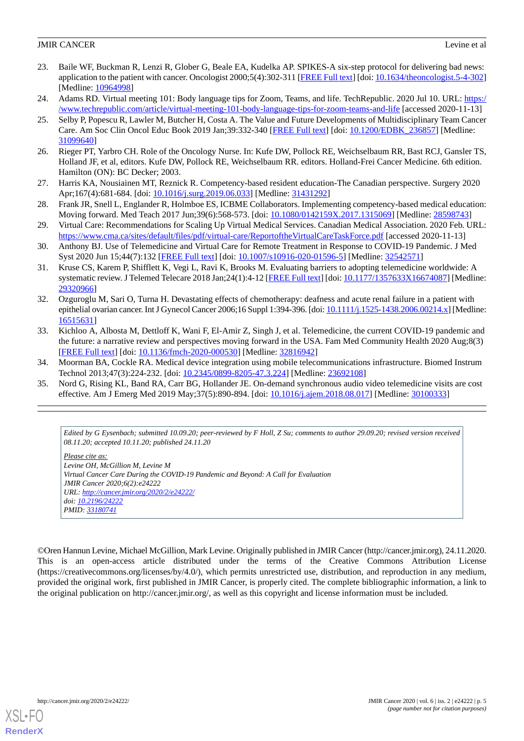23. Baile WF, Buckman R, Lenzi R, Glober G, Beale EA, Kudelka AP. SPIKES-A six-step protocol for delivering bad news: application to the patient with cancer. Oncologist 2000;5(4):302-311 [FREE Full text] [doi: 10.1634/theoncologist.5-4-302] [Medline: 10964998]
24. Adams RD. Virtual meeting 101: Body language tips for Zoom, Teams, and life. TechRepublic. 2020 Jul 10. URL: https://www.techrepublic.com/article/virtual-meeting-101-body-language-tips-for-zoom-teams-and-life [accessed 2020-11-13]
25. Selby P, Popescu R, Lawler M, Butcher H, Costa A. The Value and Future Developments of Multidisciplinary Team Cancer Care. Am Soc Clin Oncol Educ Book 2019 Jan;39:332-340 [FREE Full text] [doi: 10.1200/EDBK_236857] [Medline: 31099640]
26. Rieger PT, Yarbro CH. Role of the Oncology Nurse. In: Kufe DW, Pollock RE, Weichselbaum RR, Bast RCJ, Gansler TS, Holland JF, et al, editors. Kufe DW, Pollock RE, Weichselbaum RR. editors. Holland-Frei Cancer Medicine. 6th edition. Hamilton (ON): BC Decker; 2003.
27. Harris KA, Nousiainen MT, Reznick R. Competency-based resident education-The Canadian perspective. Surgery 2020 Apr;167(4):681-684. [doi: 10.1016/j.surg.2019.06.033] [Medline: 31431292]
28. Frank JR, Snell L, Englander R, Holmboe ES, ICBME Collaborators. Implementing competency-based medical education: Moving forward. Med Teach 2017 Jun;39(6):568-573. [doi: 10.1080/0142159X.2017.1315069] [Medline: 28598743]
29. Virtual Care: Recommendations for Scaling Up Virtual Medical Services. Canadian Medical Association. 2020 Feb. URL: https://www.cma.ca/sites/default/files/pdf/virtual-care/ReportoftheVirtualCareTaskForce.pdf [accessed 2020-11-13]
30. Anthony BJ. Use of Telemedicine and Virtual Care for Remote Treatment in Response to COVID-19 Pandemic. J Med Syst 2020 Jun 15;44(7):132 [FREE Full text] [doi: 10.1007/s10916-020-01596-5] [Medline: 32542571]
31. Kruse CS, Karem P, Shifflett K, Vegi L, Ravi K, Brooks M. Evaluating barriers to adopting telemedicine worldwide: A systematic review. J Telemed Telecare 2018 Jan;24(1):4-12 [FREE Full text] [doi: 10.1177/1357633X16674087] [Medline: 29320966]
32. Ozguroglu M, Sari O, Turna H. Devastating effects of chemotherapy: deafness and acute renal failure in a patient with epithelial ovarian cancer. Int J Gynecol Cancer 2006;16 Suppl 1:394-396. [doi: 10.1111/j.1525-1438.2006.00214.x] [Medline: 16515631]
33. Kichloo A, Albosta M, Dettloff K, Wani F, El-Amir Z, Singh J, et al. Telemedicine, the current COVID-19 pandemic and the future: a narrative review and perspectives moving forward in the USA. Fam Med Community Health 2020 Aug;8(3) [FREE Full text] [doi: 10.1136/fmch-2020-000530] [Medline: 32816942]
34. Moorman BA, Cockle RA. Medical device integration using mobile telecommunications infrastructure. Biomed Instrum Technol 2013;47(3):224-232. [doi: 10.2345/0899-8205-47.3.224] [Medline: 23692108]
35. Nord G, Rising KL, Band RA, Carr BG, Hollander JE. On-demand synchronous audio video telemedicine visits are cost effective. Am J Emerg Med 2019 May;37(5):890-894. [doi: 10.1016/j.ajem.2018.08.017] [Medline: 30100333]

---

*Edited by G Eysenbach; submitted 10.09.20; peer-reviewed by F Holl, Z Su; comments to author 29.09.20; revised version received 08.11.20; accepted 10.11.20; published 24.11.20*

*Please cite as:*
*Levine OH, McGillion M, Levine M*
*Virtual Cancer Care During the COVID-19 Pandemic and Beyond: A Call for Evaluation*
*JMIR Cancer 2020;6(2):e24222*
*URL: http://cancer.jmir.org/2020/2/e24222/*
*doi: 10.2196/24222*
*PMID: 33180741*

©Oren Hannun Levine, Michael McGillion, Mark Levine. Originally published in JMIR Cancer (http://cancer.jmir.org), 24.11.2020. This is an open-access article distributed under the terms of the Creative Commons Attribution License (https://creativecommons.org/licenses/by/4.0/), which permits unrestricted use, distribution, and reproduction in any medium, provided the original work, first published in JMIR Cancer, is properly cited. The complete bibliographic information, a link to the original publication on http://cancer.jmir.org/, as well as this copyright and license information must be included.